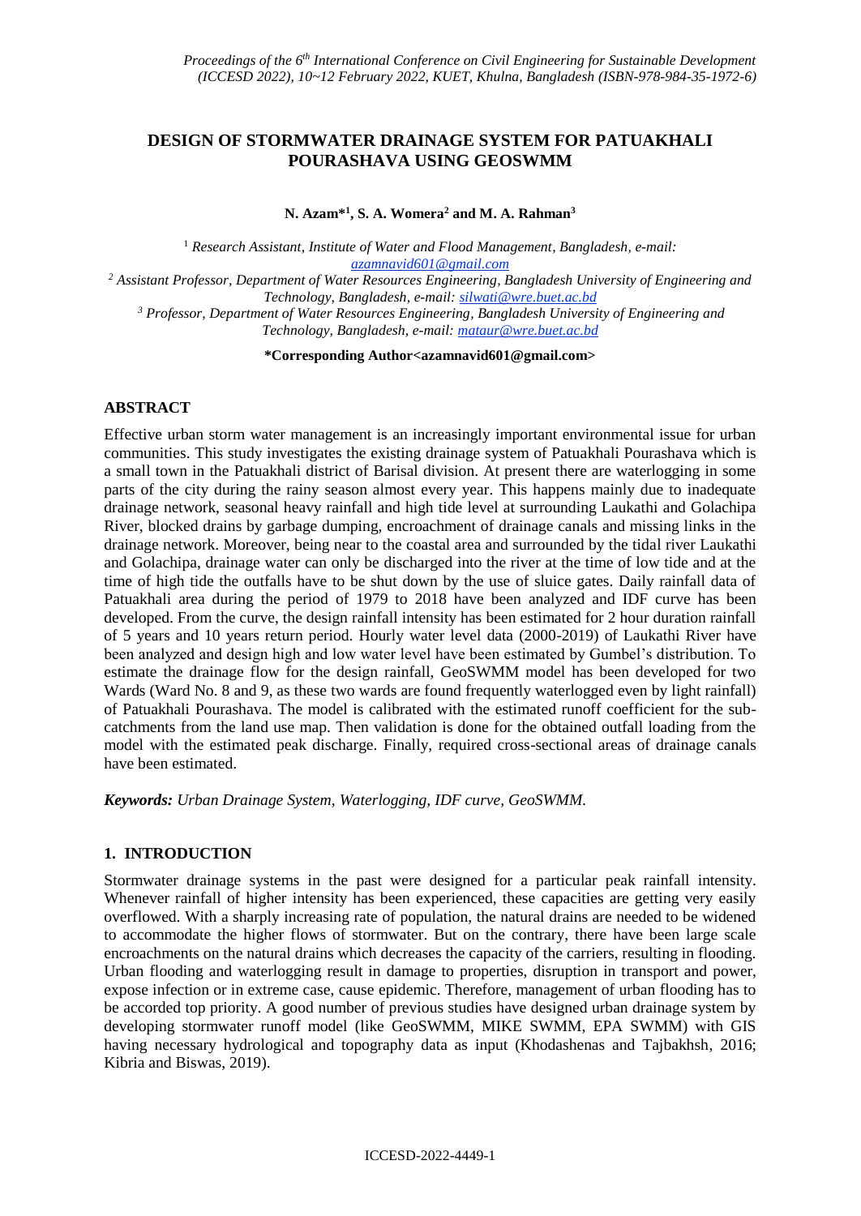# DESIGN OF STORMWATER DRAINAGE SYSTEM FOR PATUAKHALI POURASHAVA USING GEOSWMM

**N. Azam*[1], S. A. Womera[2] and M. A. Rahman[3]**

[1] *Research Assistant, Institute of Water and Flood Management, Bangladesh, e-mail: azamnavid601@gmail.com*

[2] *Assistant Professor, Department of Water Resources Engineering, Bangladesh University of Engineering and Technology, Bangladesh, e-mail: silwati@wre.buet.ac.bd*

[3] *Professor, Department of Water Resources Engineering, Bangladesh University of Engineering and Technology, Bangladesh, e-mail: mataur@wre.buet.ac.bd*

**\*Corresponding Author<azamnavid601@gmail.com>**

## ABSTRACT

Effective urban storm water management is an increasingly important environmental issue for urban communities. This study investigates the existing drainage system of Patuakhali Pourashava which is a small town in the Patuakhali district of Barisal division. At present there are waterlogging in some parts of the city during the rainy season almost every year. This happens mainly due to inadequate drainage network, seasonal heavy rainfall and high tide level at surrounding Laukathi and Golachipa River, blocked drains by garbage dumping, encroachment of drainage canals and missing links in the drainage network. Moreover, being near to the coastal area and surrounded by the tidal river Laukathi and Golachipa, drainage water can only be discharged into the river at the time of low tide and at the time of high tide the outfalls have to be shut down by the use of sluice gates. Daily rainfall data of Patuakhali area during the period of 1979 to 2018 have been analyzed and IDF curve has been developed. From the curve, the design rainfall intensity has been estimated for 2 hour duration rainfall of 5 years and 10 years return period. Hourly water level data (2000-2019) of Laukathi River have been analyzed and design high and low water level have been estimated by Gumbel's distribution. To estimate the drainage flow for the design rainfall, GeoSWMM model has been developed for two Wards (Ward No. 8 and 9, as these two wards are found frequently waterlogged even by light rainfall) of Patuakhali Pourashava. The model is calibrated with the estimated runoff coefficient for the sub-catchments from the land use map. Then validation is done for the obtained outfall loading from the model with the estimated peak discharge. Finally, required cross-sectional areas of drainage canals have been estimated.

***Keywords:*** *Urban Drainage System, Waterlogging, IDF curve, GeoSWMM.*

## 1. INTRODUCTION

Stormwater drainage systems in the past were designed for a particular peak rainfall intensity. Whenever rainfall of higher intensity has been experienced, these capacities are getting very easily overflowed. With a sharply increasing rate of population, the natural drains are needed to be widened to accommodate the higher flows of stormwater. But on the contrary, there have been large scale encroachments on the natural drains which decreases the capacity of the carriers, resulting in flooding. Urban flooding and waterlogging result in damage to properties, disruption in transport and power, expose infection or in extreme case, cause epidemic. Therefore, management of urban flooding has to be accorded top priority. A good number of previous studies have designed urban drainage system by developing stormwater runoff model (like GeoSWMM, MIKE SWMM, EPA SWMM) with GIS having necessary hydrological and topography data as input (Khodashenas and Tajbakhsh, 2016; Kibria and Biswas, 2019).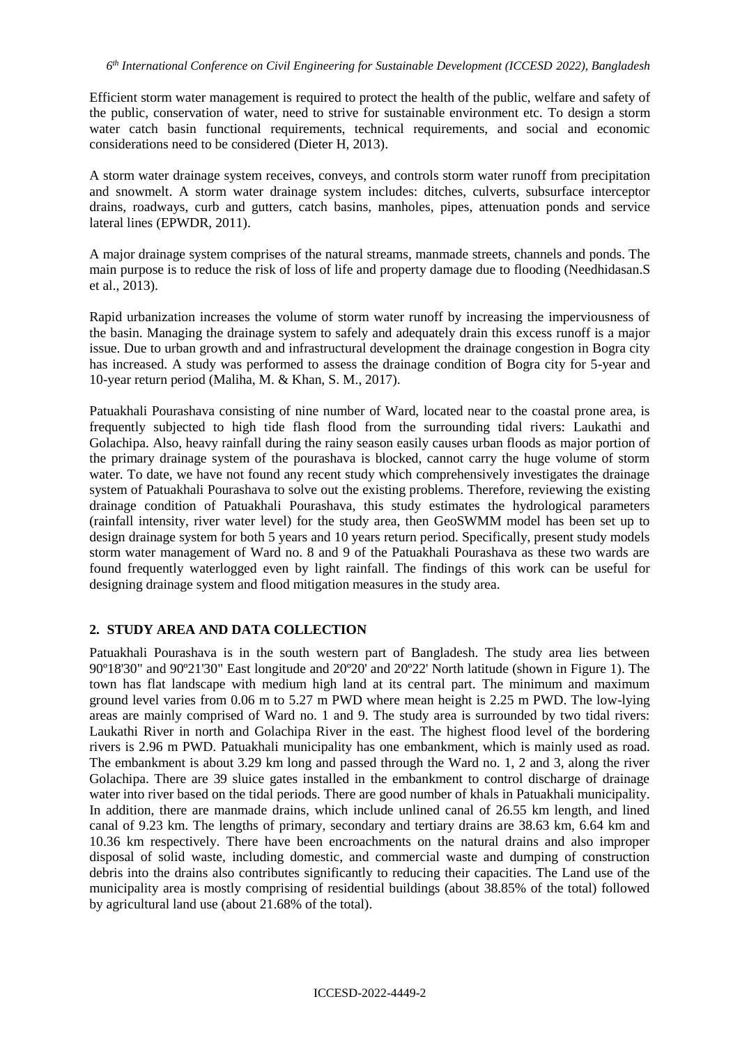Efficient storm water management is required to protect the health of the public, welfare and safety of the public, conservation of water, need to strive for sustainable environment etc. To design a storm water catch basin functional requirements, technical requirements, and social and economic considerations need to be considered (Dieter H, 2013).

A storm water drainage system receives, conveys, and controls storm water runoff from precipitation and snowmelt. A storm water drainage system includes: ditches, culverts, subsurface interceptor drains, roadways, curb and gutters, catch basins, manholes, pipes, attenuation ponds and service lateral lines (EPWDR, 2011).

A major drainage system comprises of the natural streams, manmade streets, channels and ponds. The main purpose is to reduce the risk of loss of life and property damage due to flooding (Needhidasan.S et al., 2013).

Rapid urbanization increases the volume of storm water runoff by increasing the imperviousness of the basin. Managing the drainage system to safely and adequately drain this excess runoff is a major issue. Due to urban growth and and infrastructural development the drainage congestion in Bogra city has increased. A study was performed to assess the drainage condition of Bogra city for 5-year and 10-year return period (Maliha, M. & Khan, S. M., 2017).

Patuakhali Pourashava consisting of nine number of Ward, located near to the coastal prone area, is frequently subjected to high tide flash flood from the surrounding tidal rivers: Laukathi and Golachipa. Also, heavy rainfall during the rainy season easily causes urban floods as major portion of the primary drainage system of the pourashava is blocked, cannot carry the huge volume of storm water. To date, we have not found any recent study which comprehensively investigates the drainage system of Patuakhali Pourashava to solve out the existing problems. Therefore, reviewing the existing drainage condition of Patuakhali Pourashava, this study estimates the hydrological parameters (rainfall intensity, river water level) for the study area, then GeoSWMM model has been set up to design drainage system for both 5 years and 10 years return period. Specifically, present study models storm water management of Ward no. 8 and 9 of the Patuakhali Pourashava as these two wards are found frequently waterlogged even by light rainfall. The findings of this work can be useful for designing drainage system and flood mitigation measures in the study area.

## 2. STUDY AREA AND DATA COLLECTION

Patuakhali Pourashava is in the south western part of Bangladesh. The study area lies between 90º18'30" and 90º21'30" East longitude and 20º20' and 20º22' North latitude (shown in Figure 1). The town has flat landscape with medium high land at its central part. The minimum and maximum ground level varies from 0.06 m to 5.27 m PWD where mean height is 2.25 m PWD. The low-lying areas are mainly comprised of Ward no. 1 and 9. The study area is surrounded by two tidal rivers: Laukathi River in north and Golachipa River in the east. The highest flood level of the bordering rivers is 2.96 m PWD. Patuakhali municipality has one embankment, which is mainly used as road. The embankment is about 3.29 km long and passed through the Ward no. 1, 2 and 3, along the river Golachipa. There are 39 sluice gates installed in the embankment to control discharge of drainage water into river based on the tidal periods. There are good number of khals in Patuakhali municipality. In addition, there are manmade drains, which include unlined canal of 26.55 km length, and lined canal of 9.23 km. The lengths of primary, secondary and tertiary drains are 38.63 km, 6.64 km and 10.36 km respectively. There have been encroachments on the natural drains and also improper disposal of solid waste, including domestic, and commercial waste and dumping of construction debris into the drains also contributes significantly to reducing their capacities. The Land use of the municipality area is mostly comprising of residential buildings (about 38.85% of the total) followed by agricultural land use (about 21.68% of the total).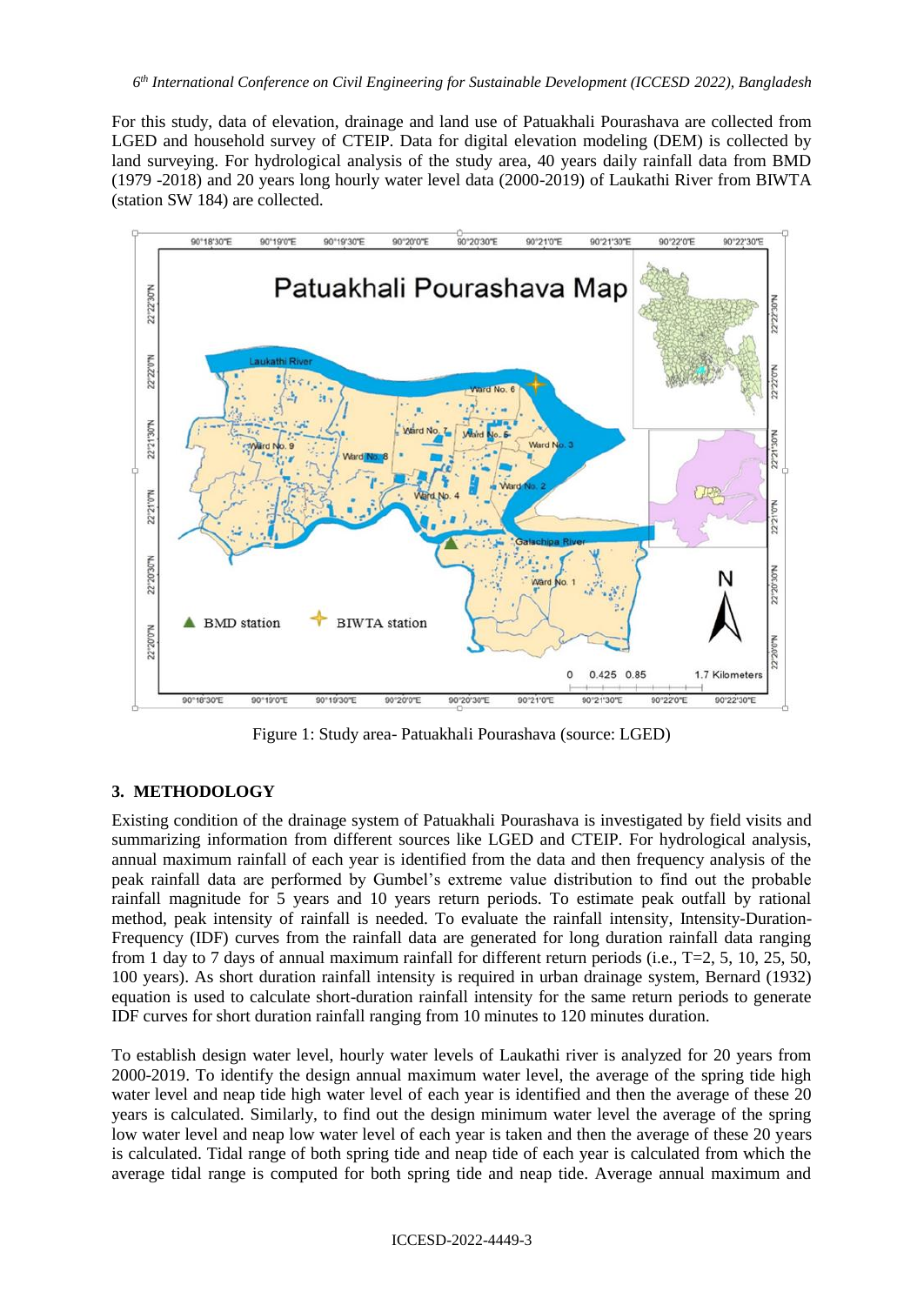For this study, data of elevation, drainage and land use of Patuakhali Pourashava are collected from LGED and household survey of CTEIP. Data for digital elevation modeling (DEM) is collected by land surveying. For hydrological analysis of the study area, 40 years daily rainfall data from BMD (1979 -2018) and 20 years long hourly water level data (2000-2019) of Laukathi River from BIWTA (station SW 184) are collected.

Figure 1: Study area- Patuakhali Pourashava (source: LGED)

## 3. METHODOLOGY

Existing condition of the drainage system of Patuakhali Pourashava is investigated by field visits and summarizing information from different sources like LGED and CTEIP. For hydrological analysis, annual maximum rainfall of each year is identified from the data and then frequency analysis of the peak rainfall data are performed by Gumbel's extreme value distribution to find out the probable rainfall magnitude for 5 years and 10 years return periods. To estimate peak outfall by rational method, peak intensity of rainfall is needed. To evaluate the rainfall intensity, Intensity-Duration-Frequency (IDF) curves from the rainfall data are generated for long duration rainfall data ranging from 1 day to 7 days of annual maximum rainfall for different return periods (i.e., T=2, 5, 10, 25, 50, 100 years). As short duration rainfall intensity is required in urban drainage system, Bernard (1932) equation is used to calculate short-duration rainfall intensity for the same return periods to generate IDF curves for short duration rainfall ranging from 10 minutes to 120 minutes duration.

To establish design water level, hourly water levels of Laukathi river is analyzed for 20 years from 2000-2019. To identify the design annual maximum water level, the average of the spring tide high water level and neap tide high water level of each year is identified and then the average of these 20 years is calculated. Similarly, to find out the design minimum water level the average of the spring low water level and neap low water level of each year is taken and then the average of these 20 years is calculated. Tidal range of both spring tide and neap tide of each year is calculated from which the average tidal range is computed for both spring tide and neap tide. Average annual maximum and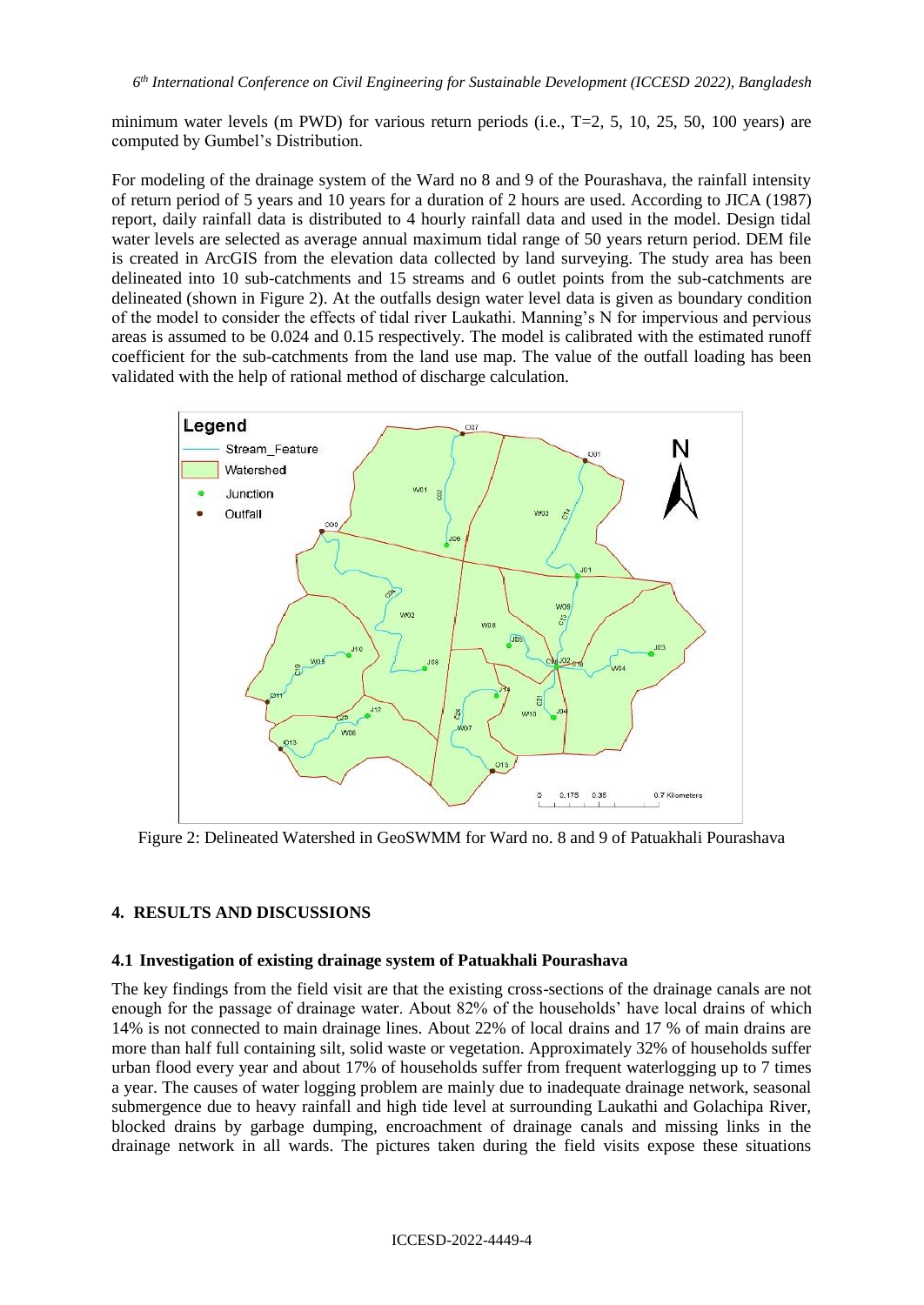minimum water levels (m PWD) for various return periods (i.e., T=2, 5, 10, 25, 50, 100 years) are computed by Gumbel's Distribution.

For modeling of the drainage system of the Ward no 8 and 9 of the Pourashava, the rainfall intensity of return period of 5 years and 10 years for a duration of 2 hours are used. According to JICA (1987) report, daily rainfall data is distributed to 4 hourly rainfall data and used in the model. Design tidal water levels are selected as average annual maximum tidal range of 50 years return period. DEM file is created in ArcGIS from the elevation data collected by land surveying. The study area has been delineated into 10 sub-catchments and 15 streams and 6 outlet points from the sub-catchments are delineated (shown in Figure 2). At the outfalls design water level data is given as boundary condition of the model to consider the effects of tidal river Laukathi. Manning's N for impervious and pervious areas is assumed to be 0.024 and 0.15 respectively. The model is calibrated with the estimated runoff coefficient for the sub-catchments from the land use map. The value of the outfall loading has been validated with the help of rational method of discharge calculation.

Figure 2: Delineated Watershed in GeoSWMM for Ward no. 8 and 9 of Patuakhali Pourashava

## 4. RESULTS AND DISCUSSIONS

### 4.1 Investigation of existing drainage system of Patuakhali Pourashava

The key findings from the field visit are that the existing cross-sections of the drainage canals are not enough for the passage of drainage water. About 82% of the households' have local drains of which 14% is not connected to main drainage lines. About 22% of local drains and 17 % of main drains are more than half full containing silt, solid waste or vegetation. Approximately 32% of households suffer urban flood every year and about 17% of households suffer from frequent waterlogging up to 7 times a year. The causes of water logging problem are mainly due to inadequate drainage network, seasonal submergence due to heavy rainfall and high tide level at surrounding Laukathi and Golachipa River, blocked drains by garbage dumping, encroachment of drainage canals and missing links in the drainage network in all wards. The pictures taken during the field visits expose these situations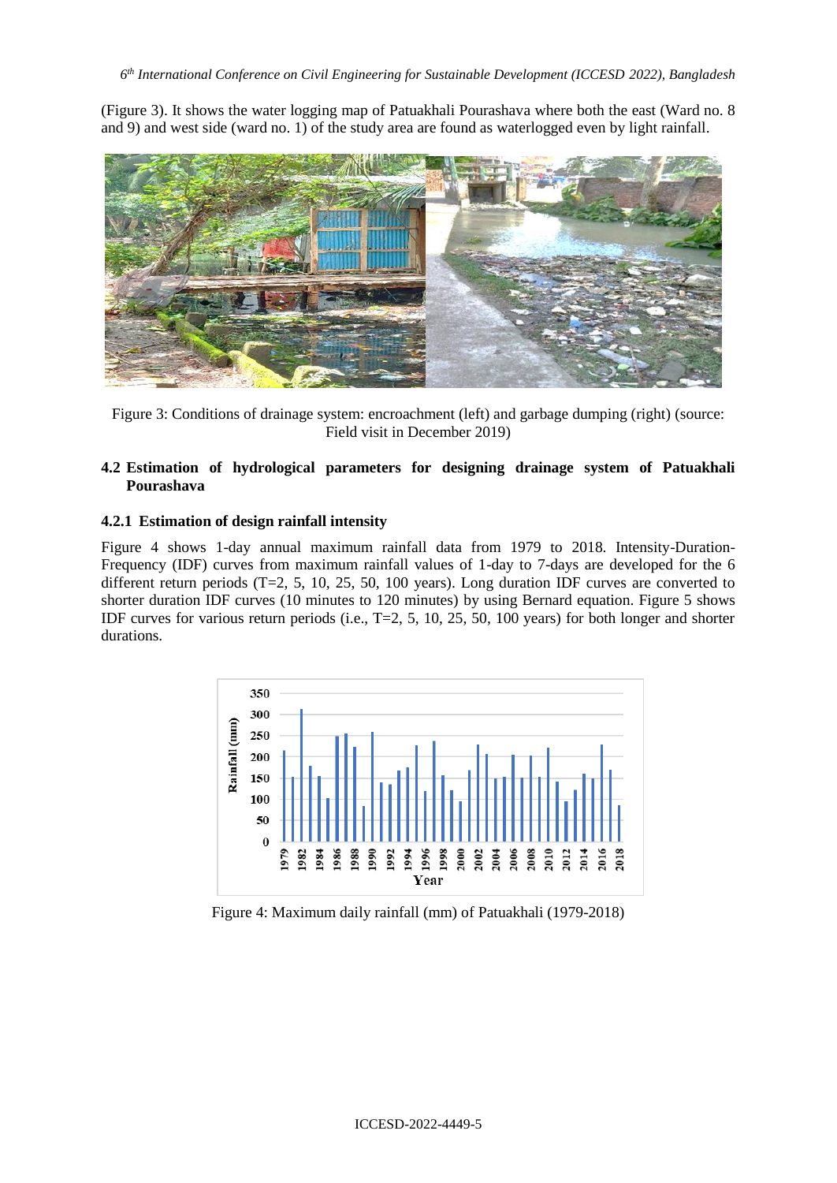(Figure 3). It shows the water logging map of Patuakhali Pourashava where both the east (Ward no. 8 and 9) and west side (ward no. 1) of the study area are found as waterlogged even by light rainfall.

Figure 3: Conditions of drainage system: encroachment (left) and garbage dumping (right) (source: Field visit in December 2019)

## 4.2 Estimation of hydrological parameters for designing drainage system of Patuakhali Pourashava

### 4.2.1 Estimation of design rainfall intensity

Figure 4 shows 1-day annual maximum rainfall data from 1979 to 2018. Intensity-Duration-Frequency (IDF) curves from maximum rainfall values of 1-day to 7-days are developed for the 6 different return periods (T=2, 5, 10, 25, 50, 100 years). Long duration IDF curves are converted to shorter duration IDF curves (10 minutes to 120 minutes) by using Bernard equation. Figure 5 shows IDF curves for various return periods (i.e., T=2, 5, 10, 25, 50, 100 years) for both longer and shorter durations.

Figure 4: Maximum daily rainfall (mm) of Patuakhali (1979-2018)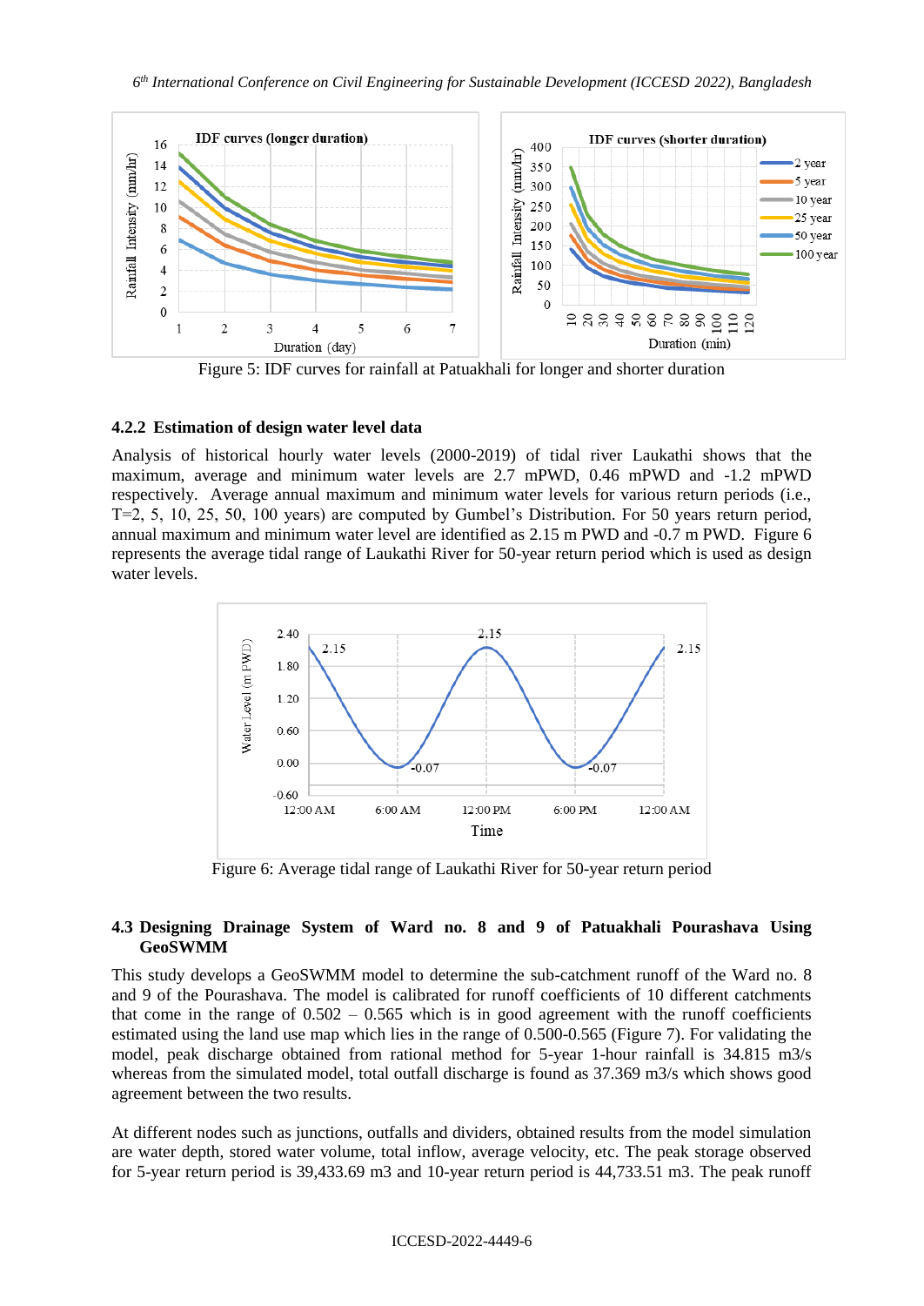Figure 5: IDF curves for rainfall at Patuakhali for longer and shorter duration

### 4.2.2 Estimation of design water level data

Analysis of historical hourly water levels (2000-2019) of tidal river Laukathi shows that the maximum, average and minimum water levels are 2.7 mPWD, 0.46 mPWD and -1.2 mPWD respectively. Average annual maximum and minimum water levels for various return periods (i.e., T=2, 5, 10, 25, 50, 100 years) are computed by Gumbel's Distribution. For 50 years return period, annual maximum and minimum water level are identified as 2.15 m PWD and -0.7 m PWD. Figure 6 represents the average tidal range of Laukathi River for 50-year return period which is used as design water levels.

Figure 6: Average tidal range of Laukathi River for 50-year return period

## 4.3 Designing Drainage System of Ward no. 8 and 9 of Patuakhali Pourashava Using GeoSWMM

This study develops a GeoSWMM model to determine the sub-catchment runoff of the Ward no. 8 and 9 of the Pourashava. The model is calibrated for runoff coefficients of 10 different catchments that come in the range of 0.502 – 0.565 which is in good agreement with the runoff coefficients estimated using the land use map which lies in the range of 0.500-0.565 (Figure 7). For validating the model, peak discharge obtained from rational method for 5-year 1-hour rainfall is 34.815 m3/s whereas from the simulated model, total outfall discharge is found as 37.369 m3/s which shows good agreement between the two results.

At different nodes such as junctions, outfalls and dividers, obtained results from the model simulation are water depth, stored water volume, total inflow, average velocity, etc. The peak storage observed for 5-year return period is 39,433.69 m3 and 10-year return period is 44,733.51 m3. The peak runoff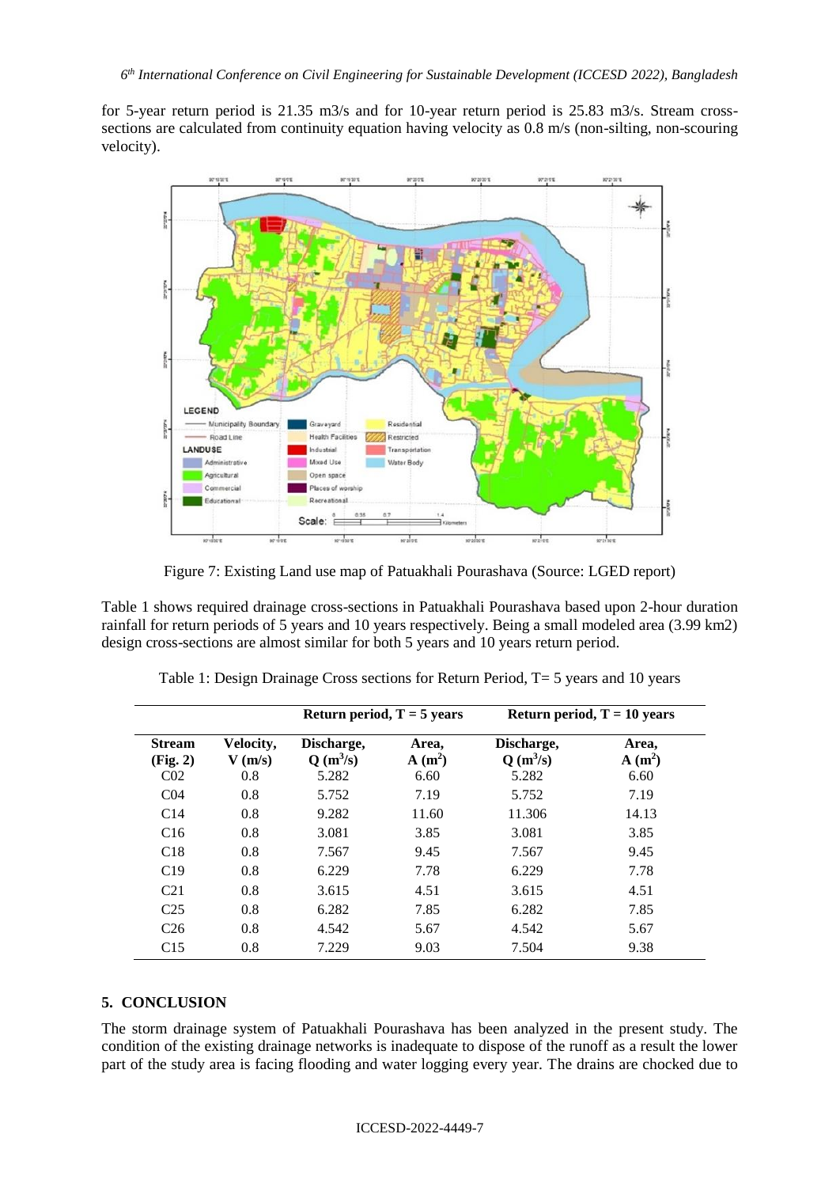for 5-year return period is 21.35 m3/s and for 10-year return period is 25.83 m3/s. Stream cross-sections are calculated from continuity equation having velocity as 0.8 m/s (non-silting, non-scouring velocity).

Figure 7: Existing Land use map of Patuakhali Pourashava (Source: LGED report)

Table 1 shows required drainage cross-sections in Patuakhali Pourashava based upon 2-hour duration rainfall for return periods of 5 years and 10 years respectively. Being a small modeled area (3.99 km2) design cross-sections are almost similar for both 5 years and 10 years return period.

Table 1: Design Drainage Cross sections for Return Period, T= 5 years and 10 years

| | | Return period, T = 5 years | | Return period, T = 10 years | |
|---|---|---|---|---|---|
| **Stream (Fig. 2)** | **Velocity, V (m/s)** | **Discharge, Q ($m^3$/s)** | **Area, A ($m^2$)** | **Discharge, Q ($m^3$/s)** | **Area, A ($m^2$)** |
| C02 | 0.8 | 5.282 | 6.60 | 5.282 | 6.60 |
| C04 | 0.8 | 5.752 | 7.19 | 5.752 | 7.19 |
| C14 | 0.8 | 9.282 | 11.60 | 11.306 | 14.13 |
| C16 | 0.8 | 3.081 | 3.85 | 3.081 | 3.85 |
| C18 | 0.8 | 7.567 | 9.45 | 7.567 | 9.45 |
| C19 | 0.8 | 6.229 | 7.78 | 6.229 | 7.78 |
| C21 | 0.8 | 3.615 | 4.51 | 3.615 | 4.51 |
| C25 | 0.8 | 6.282 | 7.85 | 6.282 | 7.85 |
| C26 | 0.8 | 4.542 | 5.67 | 4.542 | 5.67 |
| C15 | 0.8 | 7.229 | 9.03 | 7.504 | 9.38 |

## 5. CONCLUSION

The storm drainage system of Patuakhali Pourashava has been analyzed in the present study. The condition of the existing drainage networks is inadequate to dispose of the runoff as a result the lower part of the study area is facing flooding and water logging every year. The drains are chocked due to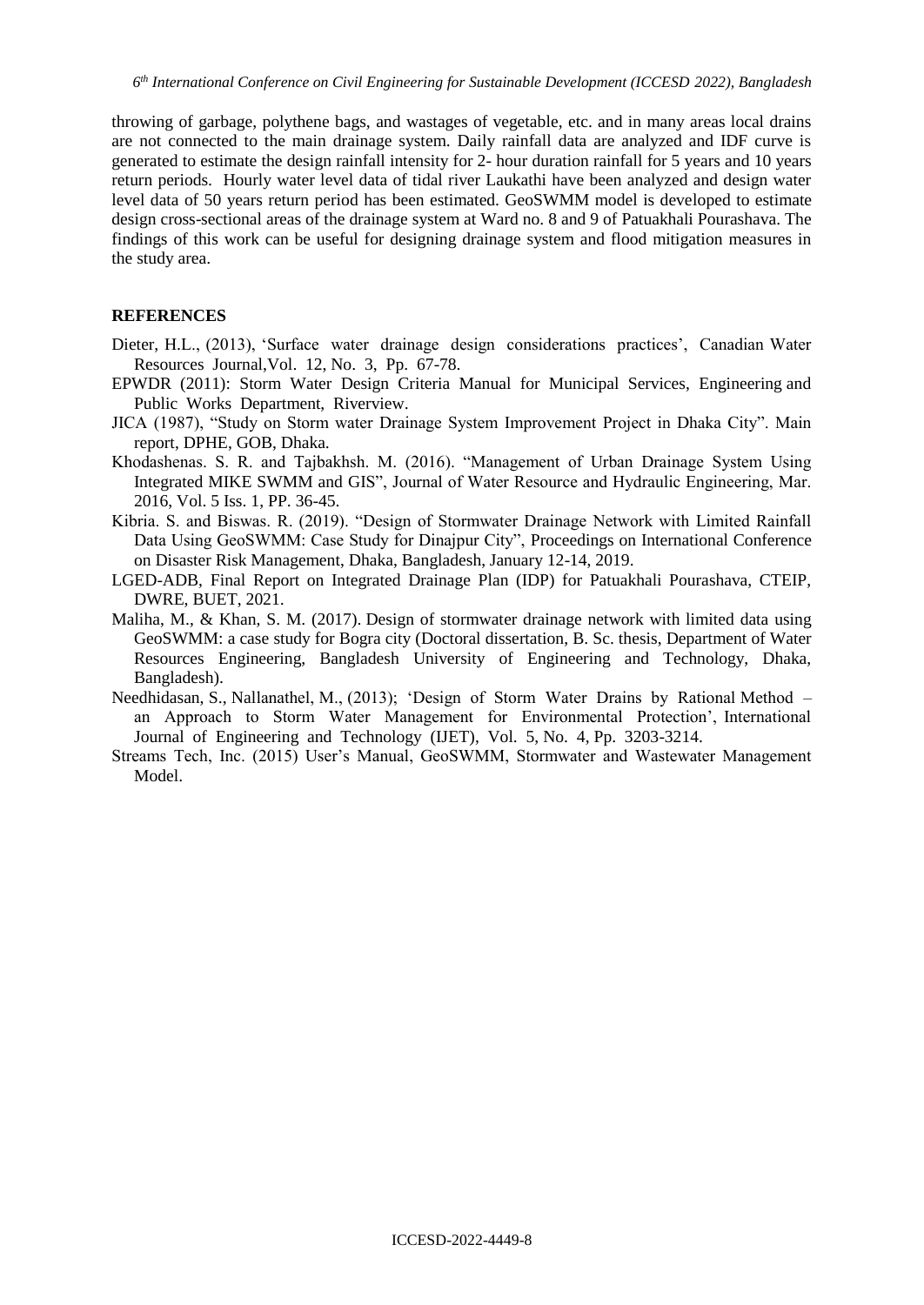throwing of garbage, polythene bags, and wastages of vegetable, etc. and in many areas local drains are not connected to the main drainage system. Daily rainfall data are analyzed and IDF curve is generated to estimate the design rainfall intensity for 2- hour duration rainfall for 5 years and 10 years return periods. Hourly water level data of tidal river Laukathi have been analyzed and design water level data of 50 years return period has been estimated. GeoSWMM model is developed to estimate design cross-sectional areas of the drainage system at Ward no. 8 and 9 of Patuakhali Pourashava. The findings of this work can be useful for designing drainage system and flood mitigation measures in the study area.

## REFERENCES

Dieter, H.L., (2013), 'Surface water drainage design considerations practices', Canadian Water Resources Journal,Vol. 12, No. 3, Pp. 67-78.

EPWDR (2011): Storm Water Design Criteria Manual for Municipal Services, Engineering and Public Works Department, Riverview.

JICA (1987), "Study on Storm water Drainage System Improvement Project in Dhaka City". Main report, DPHE, GOB, Dhaka.

Khodashenas. S. R. and Tajbakhsh. M. (2016). "Management of Urban Drainage System Using Integrated MIKE SWMM and GIS", Journal of Water Resource and Hydraulic Engineering, Mar. 2016, Vol. 5 Iss. 1, PP. 36-45.

Kibria. S. and Biswas. R. (2019). "Design of Stormwater Drainage Network with Limited Rainfall Data Using GeoSWMM: Case Study for Dinajpur City", Proceedings on International Conference on Disaster Risk Management, Dhaka, Bangladesh, January 12-14, 2019.

LGED-ADB, Final Report on Integrated Drainage Plan (IDP) for Patuakhali Pourashava, CTEIP, DWRE, BUET, 2021.

Maliha, M., & Khan, S. M. (2017). Design of stormwater drainage network with limited data using GeoSWMM: a case study for Bogra city (Doctoral dissertation, B. Sc. thesis, Department of Water Resources Engineering, Bangladesh University of Engineering and Technology, Dhaka, Bangladesh).

Needhidasan, S., Nallanathel, M., (2013); 'Design of Storm Water Drains by Rational Method – an Approach to Storm Water Management for Environmental Protection', International Journal of Engineering and Technology (IJET), Vol. 5, No. 4, Pp. 3203-3214.

Streams Tech, Inc. (2015) User's Manual, GeoSWMM, Stormwater and Wastewater Management Model.